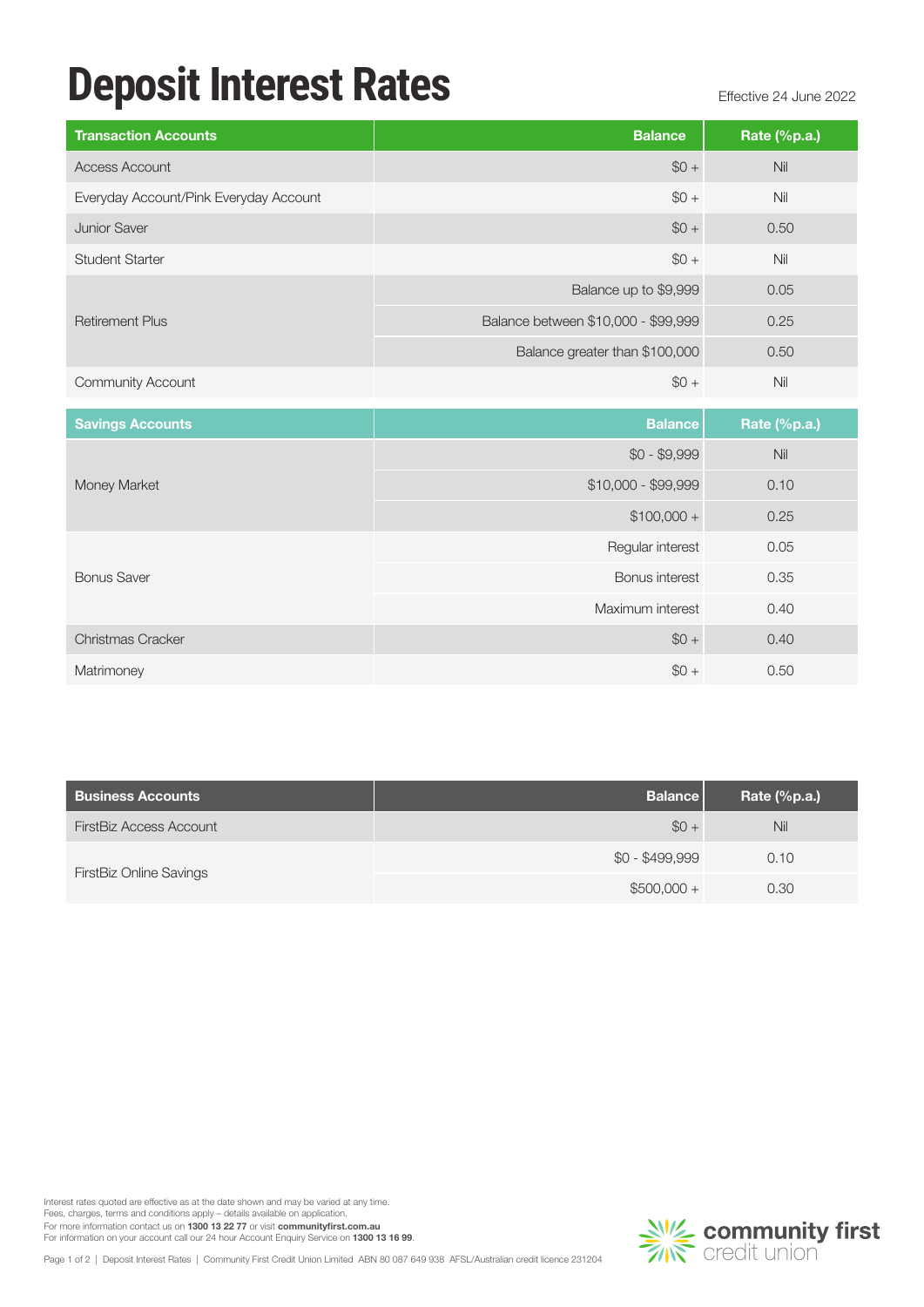# Deposit Interest Rates

Effective 24 June 2022

| Transaction Accounts | Balance | Rate (%p.a.) |
|---|---|---|
| Access Account | $0 + | Nil |
| Everyday Account/Pink Everyday Account | $0 + | Nil |
| Junior Saver | $0 + | 0.50 |
| Student Starter | $0 + | Nil |
| Retirement Plus | Balance up to $9,999 | 0.05 |
| | Balance between $10,000 - $99,999 | 0.25 |
| | Balance greater than $100,000 | 0.50 |
| Community Account | $0 + | Nil |

| Savings Accounts | Balance | Rate (%p.a.) |
|---|---|---|
| Money Market | $0 - $9,999 | Nil |
| | $10,000 - $99,999 | 0.10 |
| | $100,000 + | 0.25 |
| Bonus Saver | Regular interest | 0.05 |
| | Bonus interest | 0.35 |
| | Maximum interest | 0.40 |
| Christmas Cracker | $0 + | 0.40 |
| Matrimoney | $0 + | 0.50 |

| Business Accounts | Balance | Rate (%p.a.) |
|---|---|---|
| FirstBiz Access Account | $0 + | Nil |
| FirstBiz Online Savings | $0 - $499,999 | 0.10 |
| | $500,000 + | 0.30 |

Interest rates quoted are effective as at the date shown and may be varied at any time.
Fees, charges, terms and conditions apply – details available on application.
For more information contact us on **1300 13 22 77** or visit **communityfirst.com.au**
For information on your account call our 24 hour Account Enquiry Service on **1300 13 16 99**.

Deposit Interest Rates | Community First Credit Union Limited ABN 80 087 649 938 AFSL/Australian credit licence 231204

community first credit union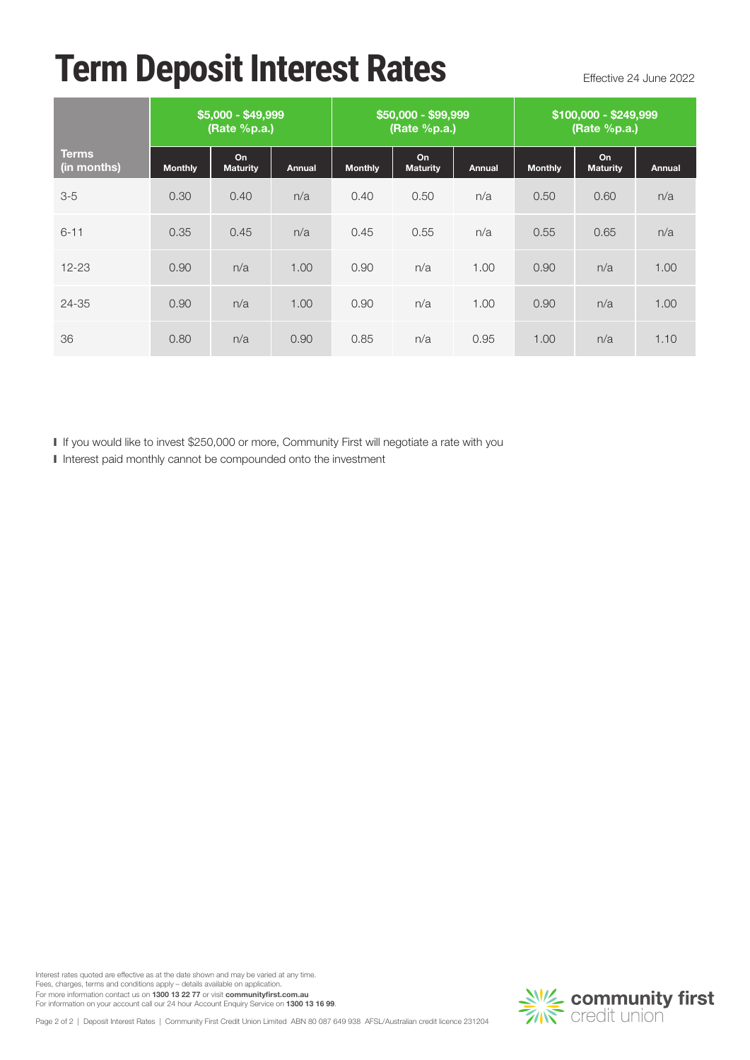# Term Deposit Interest Rates

Effective 24 June 2022

| Terms (in months) | $5,000 - $49,999 (Rate %p.a.) | | | $50,000 - $99,999 (Rate %p.a.) | | | $100,000 - $249,999 (Rate %p.a.) | | |
|---|---|---|---|---|---|---|---|---|---|
| | Monthly | On Maturity | Annual | Monthly | On Maturity | Annual | Monthly | On Maturity | Annual |
| 3-5 | 0.30 | 0.40 | n/a | 0.40 | 0.50 | n/a | 0.50 | 0.60 | n/a |
| 6-11 | 0.35 | 0.45 | n/a | 0.45 | 0.55 | n/a | 0.55 | 0.65 | n/a |
| 12-23 | 0.90 | n/a | 1.00 | 0.90 | n/a | 1.00 | 0.90 | n/a | 1.00 |
| 24-35 | 0.90 | n/a | 1.00 | 0.90 | n/a | 1.00 | 0.90 | n/a | 1.00 |
| 36 | 0.80 | n/a | 0.90 | 0.85 | n/a | 0.95 | 1.00 | n/a | 1.10 |

- If you would like to invest $250,000 or more, Community First will negotiate a rate with you
- Interest paid monthly cannot be compounded onto the investment

Interest rates quoted are effective as at the date shown and may be varied at any time.
Fees, charges, terms and conditions apply – details available on application.
For more information contact us on **1300 13 22 77** or visit **communityfirst.com.au**
For information on your account call our 24 hour Account Enquiry Service on **1300 13 16 99**.

community first credit union

Deposit Interest Rates | Community First Credit Union Limited ABN 80 087 649 938 AFSL/Australian credit licence 231204